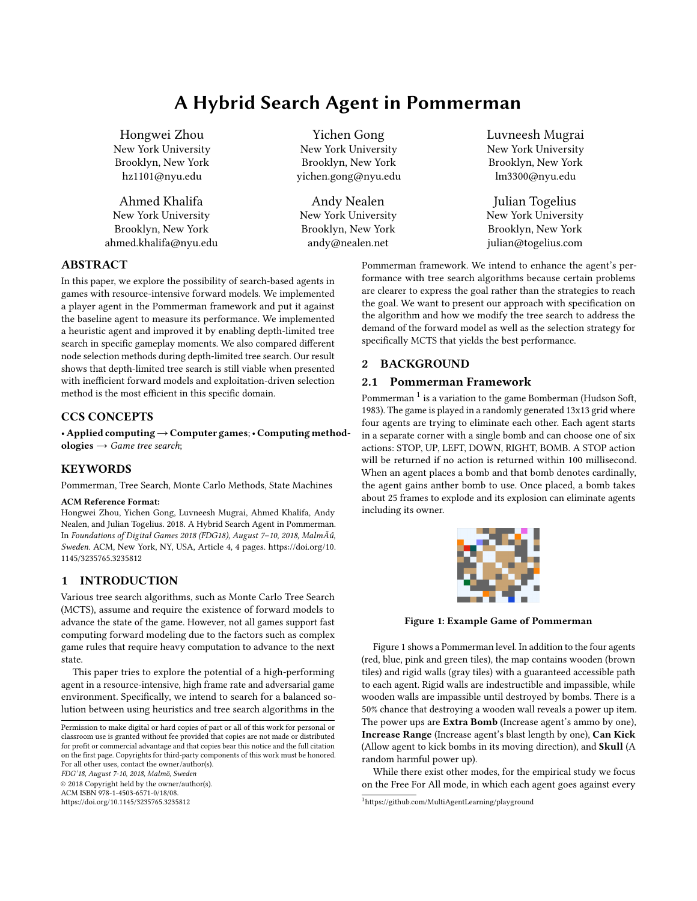# A Hybrid Search Agent in Pommerman

Hongwei Zhou
New York University
Brooklyn, New York
hz1101@nyu.edu

Yichen Gong
New York University
Brooklyn, New York
yichen.gong@nyu.edu

Luvneesh Mugrai
New York University
Brooklyn, New York
lm3300@nyu.edu

Ahmed Khalifa
New York University
Brooklyn, New York
ahmed.khalifa@nyu.edu

Andy Nealen
New York University
Brooklyn, New York
andy@nealen.net

Julian Togelius
New York University
Brooklyn, New York
julian@togelius.com

## ABSTRACT

In this paper, we explore the possibility of search-based agents in games with resource-intensive forward models. We implemented a player agent in the Pommerman framework and put it against the baseline agent to measure its performance. We implemented a heuristic agent and improved it by enabling depth-limited tree search in specific gameplay moments. We also compared different node selection methods during depth-limited tree search. Our result shows that depth-limited tree search is still viable when presented with inefficient forward models and exploitation-driven selection method is the most efficient in this specific domain.

## CCS CONCEPTS

• **Applied computing** → **Computer games**; • **Computing methodologies** → *Game tree search*;

## KEYWORDS

Pommerman, Tree Search, Monte Carlo Methods, State Machines

**ACM Reference Format:**
Hongwei Zhou, Yichen Gong, Luvneesh Mugrai, Ahmed Khalifa, Andy Nealen, and Julian Togelius. 2018. A Hybrid Search Agent in Pommerman. In *Foundations of Digital Games 2018 (FDG18), August 7–10, 2018, MalmÃű, Sweden.* ACM, New York, NY, USA, Article 4, 4 pages. https://doi.org/10.1145/3235765.3235812

## 1 INTRODUCTION

Various tree search algorithms, such as Monte Carlo Tree Search (MCTS), assume and require the existence of forward models to advance the state of the game. However, not all games support fast computing forward modeling due to the factors such as complex game rules that require heavy computation to advance to the next state.

This paper tries to explore the potential of a high-performing agent in a resource-intensive, high frame rate and adversarial game environment. Specifically, we intend to search for a balanced solution between using heuristics and tree search algorithms in the Pommerman framework. We intend to enhance the agent's performance with tree search algorithms because certain problems are clearer to express the goal rather than the strategies to reach the goal. We want to present our approach with specification on the algorithm and how we modify the tree search to address the demand of the forward model as well as the selection strategy for specifically MCTS that yields the best performance.

Permission to make digital or hard copies of part or all of this work for personal or classroom use is granted without fee provided that copies are not made or distributed for profit or commercial advantage and that copies bear this notice and the full citation on the first page. Copyrights for third-party components of this work must be honored. For all other uses, contact the owner/author(s).
*FDG'18, August 7-10, 2018, Malmö, Sweden*
© 2018 Copyright held by the owner/author(s).
ACM ISBN 978-1-4503-6571-0/18/08.
https://doi.org/10.1145/3235765.3235812

## 2 BACKGROUND

### 2.1 Pommerman Framework

Pommerman [1] is a variation to the game Bomberman (Hudson Soft, 1983). The game is played in a randomly generated 13x13 grid where four agents are trying to eliminate each other. Each agent starts in a separate corner with a single bomb and can choose one of six actions: STOP, UP, LEFT, DOWN, RIGHT, BOMB. A STOP action will be returned if no action is returned within 100 millisecond. When an agent places a bomb and that bomb denotes cardinally, the agent gains anther bomb to use. Once placed, a bomb takes about 25 frames to explode and its explosion can eliminate agents including its owner.

**Figure 1: Example Game of Pommerman**

Figure 1 shows a Pommerman level. In addition to the four agents (red, blue, pink and green tiles), the map contains wooden (brown tiles) and rigid walls (gray tiles) with a guaranteed accessible path to each agent. Rigid walls are indestructible and impassible, while wooden walls are impassible until destroyed by bombs. There is a 50% chance that destroying a wooden wall reveals a power up item. The power ups are **Extra Bomb** (Increase agent's ammo by one), **Increase Range** (Increase agent's blast length by one), **Can Kick** (Allow agent to kick bombs in its moving direction), and **Skull** (A random harmful power up).

While there exist other modes, for the empirical study we focus on the Free For All mode, in which each agent goes against every

[1] https://github.com/MultiAgentLearning/playground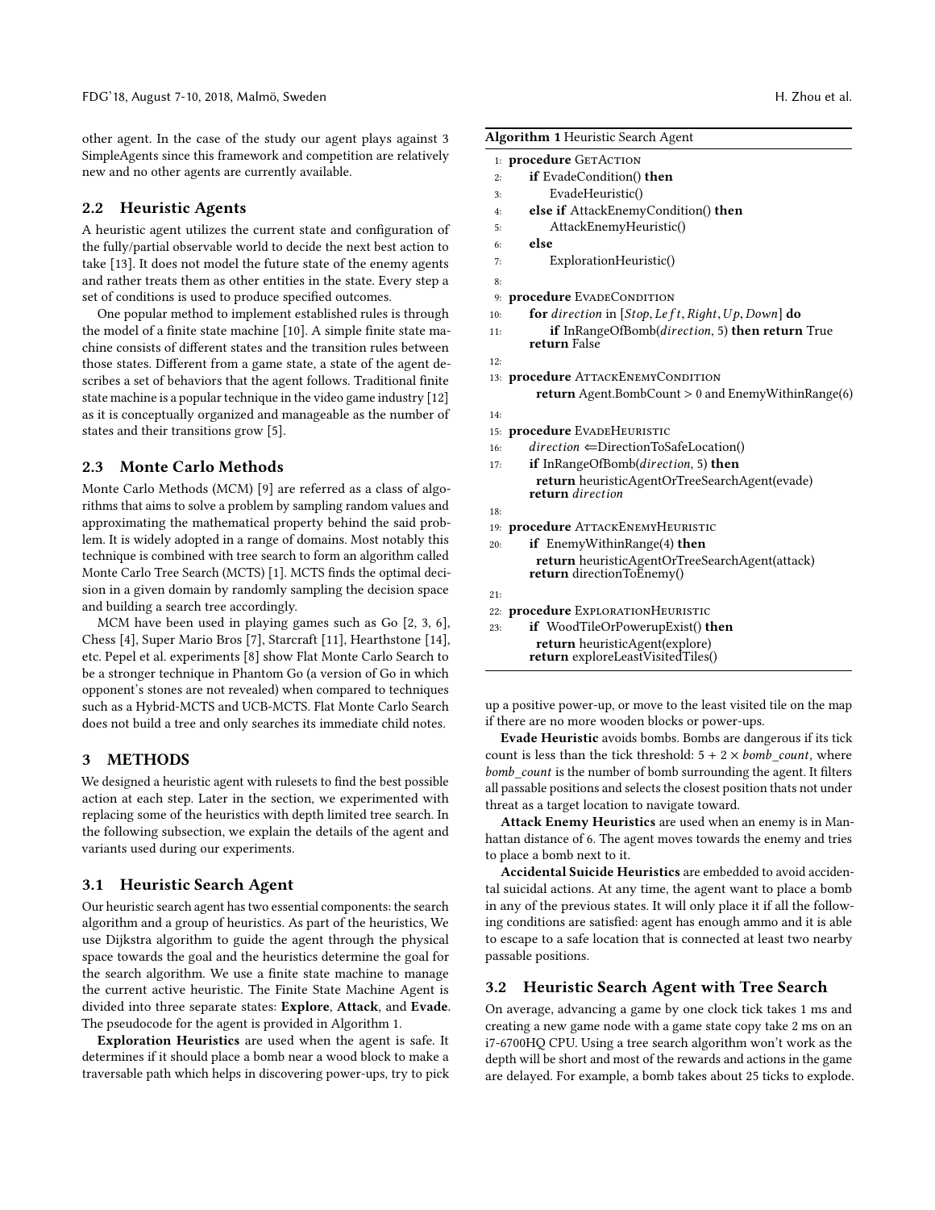other agent. In the case of the study our agent plays against 3 SimpleAgents since this framework and competition are relatively new and no other agents are currently available.

## 2.2 Heuristic Agents

A heuristic agent utilizes the current state and configuration of the fully/partial observable world to decide the next best action to take [13]. It does not model the future state of the enemy agents and rather treats them as other entities in the state. Every step a set of conditions is used to produce specified outcomes.

One popular method to implement established rules is through the model of a finite state machine [10]. A simple finite state machine consists of different states and the transition rules between those states. Different from a game state, a state of the agent describes a set of behaviors that the agent follows. Traditional finite state machine is a popular technique in the video game industry [12] as it is conceptually organized and manageable as the number of states and their transitions grow [5].

## 2.3 Monte Carlo Methods

Monte Carlo Methods (MCM) [9] are referred as a class of algorithms that aims to solve a problem by sampling random values and approximating the mathematical property behind the said problem. It is widely adopted in a range of domains. Most notably this technique is combined with tree search to form an algorithm called Monte Carlo Tree Search (MCTS) [1]. MCTS finds the optimal decision in a given domain by randomly sampling the decision space and building a search tree accordingly.

MCM have been used in playing games such as Go [2, 3, 6], Chess [4], Super Mario Bros [7], Starcraft [11], Hearthstone [14], etc. Pepel et al. experiments [8] show Flat Monte Carlo Search to be a stronger technique in Phantom Go (a version of Go in which opponent's stones are not revealed) when compared to techniques such as a Hybrid-MCTS and UCB-MCTS. Flat Monte Carlo Search does not build a tree and only searches its immediate child notes.

# 3 METHODS

We designed a heuristic agent with rulesets to find the best possible action at each step. Later in the section, we experimented with replacing some of the heuristics with depth limited tree search. In the following subsection, we explain the details of the agent and variants used during our experiments.

## 3.1 Heuristic Search Agent

Our heuristic search agent has two essential components: the search algorithm and a group of heuristics. As part of the heuristics, We use Dijkstra algorithm to guide the agent through the physical space towards the goal and the heuristics determine the goal for the search algorithm. We use a finite state machine to manage the current active heuristic. The Finite State Machine Agent is divided into three separate states: **Explore**, **Attack**, and **Evade**. The pseudocode for the agent is provided in Algorithm 1.

**Algorithm 1** Heuristic Search Agent

```
1:  procedure GetAction
2:      if EvadeCondition() then
3:          EvadeHeuristic()
4:      else if AttackEnemyCondition() then
5:          AttackEnemyHeuristic()
6:      else
7:          ExplorationHeuristic()
8:
9:  procedure EvadeCondition
10:     for direction in [Stop, Left, Right, Up, Down] do
11:         if InRangeOfBomb(direction, 5) then return True
        return False
12:
13: procedure AttackEnemyCondition
        return Agent.BombCount > 0 and EnemyWithinRange(6)
14:
15: procedure EvadeHeuristic
16:     direction ⇐DirectionToSafeLocation()
17:     if InRangeOfBomb(direction, 5) then
            return heuristicAgentOrTreeSearchAgent(evade)
        return direction
18:
19: procedure AttackEnemyHeuristic
20:     if EnemyWithinRange(4) then
            return heuristicAgentOrTreeSearchAgent(attack)
        return directionToEnemy()
21:
22: procedure ExplorationHeuristic
23:     if WoodTileOrPowerupExist() then
            return heuristicAgent(explore)
        return exploreLeastVisitedTiles()
```

**Exploration Heuristics** are used when the agent is safe. It determines if it should place a bomb near a wood block to make a traversable path which helps in discovering power-ups, try to pick up a positive power-up, or move to the least visited tile on the map if there are no more wooden blocks or power-ups.

**Evade Heuristic** avoids bombs. Bombs are dangerous if its tick count is less than the tick threshold: $5 + 2 \times bomb\_count$, where $bomb\_count$ is the number of bomb surrounding the agent. It filters all passable positions and selects the closest position thats not under threat as a target location to navigate toward.

**Attack Enemy Heuristics** are used when an enemy is in Manhattan distance of 6. The agent moves towards the enemy and tries to place a bomb next to it.

**Accidental Suicide Heuristics** are embedded to avoid accidental suicidal actions. At any time, the agent want to place a bomb in any of the previous states. It will only place it if all the following conditions are satisfied: agent has enough ammo and it is able to escape to a safe location that is connected at least two nearby passable positions.

## 3.2 Heuristic Search Agent with Tree Search

On average, advancing a game by one clock tick takes 1 ms and creating a new game node with a game state copy take 2 ms on an i7-6700HQ CPU. Using a tree search algorithm won't work as the depth will be short and most of the rewards and actions in the game are delayed. For example, a bomb takes about 25 ticks to explode.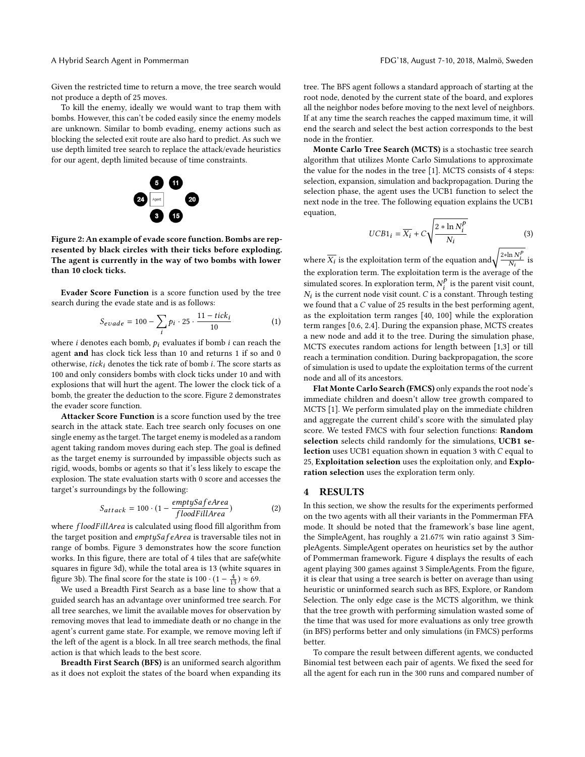Given the restricted time to return a move, the tree search would not produce a depth of 25 moves.

To kill the enemy, ideally we would want to trap them with bombs. However, this can't be coded easily since the enemy models are unknown. Similar to bomb evading, enemy actions such as blocking the selected exit route are also hard to predict. As such we use depth limited tree search to replace the attack/evade heuristics for our agent, depth limited because of time constraints.

**Figure 2: An example of evade score function. Bombs are represented by black circles with their ticks before exploding. The agent is currently in the way of two bombs with lower than 10 clock ticks.**

**Evader Score Function** is a score function used by the tree search during the evade state and is as follows:

$$S_{evade} = 100 - \sum_i p_i \cdot 25 \cdot \frac{11 - tick_i}{10} \quad (1)$$

where $i$ denotes each bomb, $p_i$ evaluates if bomb $i$ can reach the agent **and** has clock tick less than 10 and returns 1 if so and 0 otherwise, $tick_i$ denotes the tick rate of bomb $i$. The score starts as 100 and only considers bombs with clock ticks under 10 and with explosions that will hurt the agent. The lower the clock tick of a bomb, the greater the deduction to the score. Figure 2 demonstrates the evader score function.

**Attacker Score Function** is a score function used by the tree search in the attack state. Each tree search only focuses on one single enemy as the target. The target enemy is modeled as a random agent taking random moves during each step. The goal is defined as the target enemy is surrounded by impassible objects such as rigid, woods, bombs or agents so that it's less likely to escape the explosion. The state evaluation starts with 0 score and accesses the target's surroundings by the following:

$$S_{attack} = 100 \cdot \left(1 - \frac{emptySafeArea}{floodFillArea}\right) \quad (2)$$

where $floodFillArea$ is calculated using flood fill algorithm from the target position and $emptySafeArea$ is traversable tiles not in range of bombs. Figure 3 demonstrates how the score function works. In this figure, there are total of 4 tiles that are safe(white squares in figure 3d), while the total area is 13 (white squares in figure 3b). The final score for the state is $100 \cdot (1 - \frac{4}{13}) \approx 69$.

We used a Breadth First Search as a base line to show that a guided search has an advantage over uninformed tree search. For all tree searches, we limit the available moves for observation by removing moves that lead to immediate death or no change in the agent's current game state. For example, we remove moving left if the left of the agent is a block. In all tree search methods, the final action is that which leads to the best score.

**Breadth First Search (BFS)** is an uninformed search algorithm as it does not exploit the states of the board when expanding its tree. The BFS agent follows a standard approach of starting at the root node, denoted by the current state of the board, and explores all the neighbor nodes before moving to the next level of neighbors. If at any time the search reaches the capped maximum time, it will end the search and select the best action corresponds to the best node in the frontier.

**Monte Carlo Tree Search (MCTS)** is a stochastic tree search algorithm that utilizes Monte Carlo Simulations to approximate the value for the nodes in the tree [1]. MCTS consists of 4 steps: selection, expansion, simulation and backpropagation. During the selection phase, the agent uses the UCB1 function to select the next node in the tree. The following equation explains the UCB1 equation,

$$UCB1_i = \overline{X_i} + C\sqrt{\frac{2 * \ln N_i^p}{N_i}} \quad (3)$$

where $\overline{X_i}$ is the exploitation term of the equation and $\sqrt{\frac{2 * \ln N_i^p}{N_i}}$ is the exploration term. The exploitation term is the average of the simulated scores. In exploration term, $N_i^p$ is the parent visit count, $N_i$ is the current node visit count. $C$ is a constant. Through testing we found that a $C$ value of 25 results in the best performing agent, as the exploitation term ranges [40, 100] while the exploration term ranges [0.6, 2.4]. During the expansion phase, MCTS creates a new node and add it to the tree. During the simulation phase, MCTS executes random actions for length between [1,3] or till reach a termination condition. During backpropagation, the score of simulation is used to update the exploitation terms of the current node and all of its ancestors.

**Flat Monte Carlo Search (FMCS)** only expands the root node's immediate children and doesn't allow tree growth compared to MCTS [1]. We perform simulated play on the immediate children and aggregate the current child's score with the simulated play score. We tested FMCS with four selection functions: **Random selection** selects child randomly for the simulations, **UCB1 selection** uses UCB1 equation shown in equation 3 with $C$ equal to 25, **Exploitation selection** uses the exploitation only, and **Exploration selection** uses the exploration term only.

# 4 RESULTS

In this section, we show the results for the experiments performed on the two agents with all their variants in the Pommerman FFA mode. It should be noted that the framework's base line agent, the SimpleAgent, has roughly a 21.67% win ratio against 3 SimpleAgents. SimpleAgent operates on heuristics set by the author of Pommerman framework. Figure 4 displays the results of each agent playing 300 games against 3 SimpleAgents. From the figure, it is clear that using a tree search is better on average than using heuristic or uninformed search such as BFS, Explore, or Random Selection. The only edge case is the MCTS algorithm, we think that the tree growth with performing simulation wasted some of the time that was used for more evaluations as only tree growth (in BFS) performs better and only simulations (in FMCS) performs better.

To compare the result between different agents, we conducted Binomial test between each pair of agents. We fixed the seed for all the agent for each run in the 300 runs and compared number of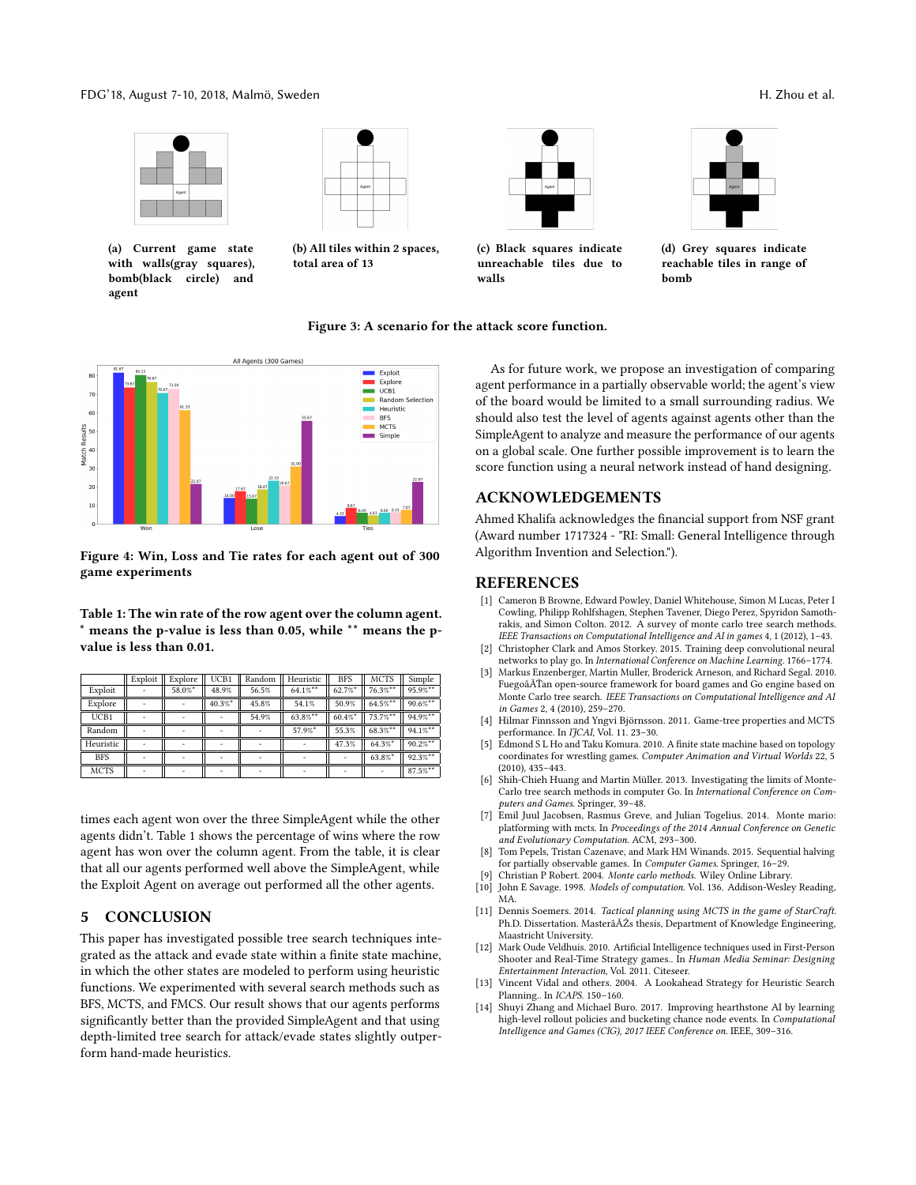Agent

(a) Current game state with walls(gray squares), bomb(black circle) and agent

Agent

(b) All tiles within 2 spaces, total area of 13

Agent

(c) Black squares indicate unreachable tiles due to walls

Agent

(d) Grey squares indicate reachable tiles in range of bomb

**Figure 3: A scenario for the attack score function.**

All Agents (300 Games)

Match Results

Exploit
Explore
UCB1
Random Selection
Heuristic
BFS
MCTS
Simple

81.67 73.67 80.33 79.67 70.67 73.00 61.33 21.67

14.00 17.67 13.67 18.67 23.33 20.67 31.00 55.67

4.33 8.67 6.00 4.67 6.00 6.33 7.67 22.67

Won Lose Ties

**Figure 4: Win, Loss and Tie rates for each agent out of 300 game experiments**

**Table 1: The win rate of the row agent over the column agent. * means the p-value is less than 0.05, while ** means the p-value is less than 0.01.**

| | Exploit | Explore | UCB1 | Random | Heuristic | BFS | MCTS | Simple |
|---|---|---|---|---|---|---|---|---|
| Exploit | - | 58.0%* | 48.9% | 56.5% | 64.1%** | 62.7%* | 76.3%** | 95.9%** |
| Explore | - | - | 40.3%* | 45.8% | 54.1% | 50.9% | 64.5%** | 90.6%** |
| UCB1 | - | - | - | 54.9% | 63.8%** | 60.4%* | 73.7%** | 94.9%** |
| Random | - | - | - | - | 57.9%* | 55.3% | 68.3%** | 94.1%** |
| Heuristic | - | - | - | - | - | 47.3% | 64.3%* | 90.2%** |
| BFS | - | - | - | - | - | - | 63.8%* | 92.3%** |
| MCTS | - | - | - | - | - | - | - | 87.5%** |

times each agent won over the three SimpleAgent while the other agents didn't. Table 1 shows the percentage of wins where the row agent has won over the column agent. From the table, it is clear that all our agents performed well above the SimpleAgent, while the Exploit Agent on average out performed all the other agents.

## 5 CONCLUSION

This paper has investigated possible tree search techniques integrated as the attack and evade state within a finite state machine, in which the other states are modeled to perform using heuristic functions. We experimented with several search methods such as BFS, MCTS, and FMCS. Our result shows that our agents performs significantly better than the provided SimpleAgent and that using depth-limited tree search for attack/evade states slightly outperform hand-made heuristics.

As for future work, we propose an investigation of comparing agent performance in a partially observable world; the agent's view of the board would be limited to a small surrounding radius. We should also test the level of agents against agents other than the SimpleAgent to analyze and measure the performance of our agents on a global scale. One further possible improvement is to learn the score function using a neural network instead of hand designing.

## ACKNOWLEDGEMENTS

Ahmed Khalifa acknowledges the financial support from NSF grant (Award number 1717324 - "RI: Small: General Intelligence through Algorithm Invention and Selection.").

## REFERENCES

[1] Cameron B Browne, Edward Powley, Daniel Whitehouse, Simon M Lucas, Peter I Cowling, Philipp Rohlfshagen, Stephen Tavener, Diego Perez, Spyridon Samothrakis, and Simon Colton. 2012. A survey of monte carlo tree search methods. *IEEE Transactions on Computational Intelligence and AI in games* 4, 1 (2012), 1–43.

[2] Christopher Clark and Amos Storkey. 2015. Training deep convolutional neural networks to play go. In *International Conference on Machine Learning*. 1766–1774.

[3] Markus Enzenberger, Martin Muller, Broderick Arneson, and Richard Segal. 2010. FuegoâĂŤan open-source framework for board games and Go engine based on Monte Carlo tree search. *IEEE Transactions on Computational Intelligence and AI in Games* 2, 4 (2010), 259–270.

[4] Hilmar Finnsson and Yngvi Björnsson. 2011. Game-tree properties and MCTS performance. In *IJCAI*, Vol. 11. 23–30.

[5] Edmond S L Ho and Taku Komura. 2010. A finite state machine based on topology coordinates for wrestling games. *Computer Animation and Virtual Worlds* 22, 5 (2010), 435–443.

[6] Shih-Chieh Huang and Martin Müller. 2013. Investigating the limits of Monte-Carlo tree search methods in computer Go. In *International Conference on Computers and Games*. Springer, 39–48.

[7] Emil Juul Jacobsen, Rasmus Greve, and Julian Togelius. 2014. Monte mario: platforming with mcts. In *Proceedings of the 2014 Annual Conference on Genetic and Evolutionary Computation*. ACM, 293–300.

[8] Tom Pepels, Tristan Cazenave, and Mark HM Winands. 2015. Sequential halving for partially observable games. In *Computer Games*. Springer, 16–29.

[9] Christian P Robert. 2004. *Monte carlo methods*. Wiley Online Library.

[10] John E Savage. 1998. *Models of computation*. Vol. 136. Addison-Wesley Reading, MA.

[11] Dennis Soemers. 2014. *Tactical planning using MCTS in the game of StarCraft*. Ph.D. Dissertation. MasterâĂŹs thesis, Department of Knowledge Engineering, Maastricht University.

[12] Mark Oude Veldhuis. 2010. Artificial Intelligence techniques used in First-Person Shooter and Real-Time Strategy games.. In *Human Media Seminar: Designing Entertainment Interaction*, Vol. 2011. Citeseer.

[13] Vincent Vidal and others. 2004. A Lookahead Strategy for Heuristic Search Planning.. In *ICAPS*. 150–160.

[14] Shuyi Zhang and Michael Buro. 2017. Improving hearthstone AI by learning high-level rollout policies and bucketing chance node events. In *Computational Intelligence and Games (CIG), 2017 IEEE Conference on*. IEEE, 309–316.